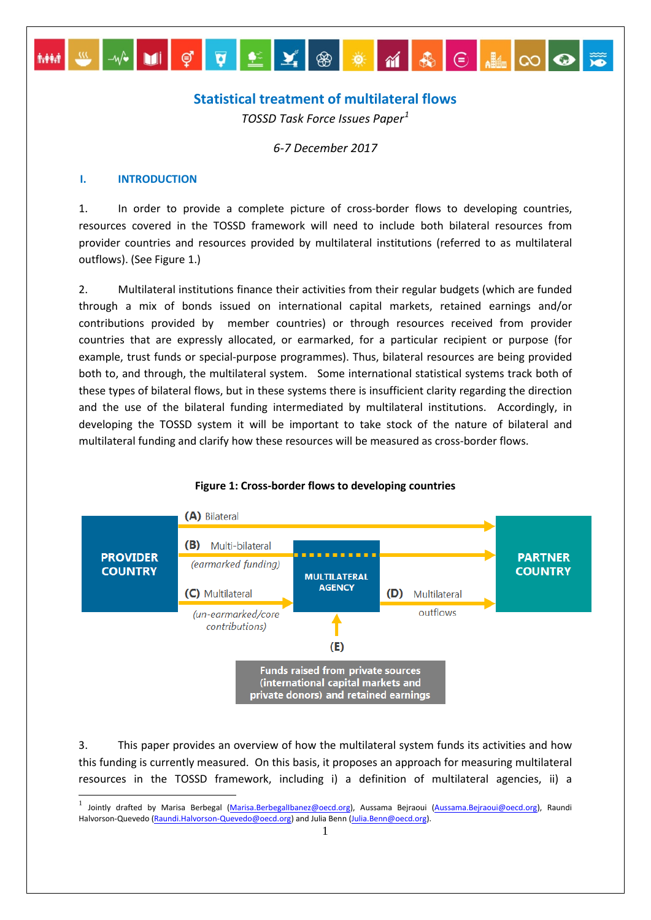# Statistical treatment of multilateral flows

*TOSSD Task Force Issues Paper*[1]

*6-7 December 2017*

## I. INTRODUCTION

1. In order to provide a complete picture of cross-border flows to developing countries, resources covered in the TOSSD framework will need to include both bilateral resources from provider countries and resources provided by multilateral institutions (referred to as multilateral outflows). (See Figure 1.)

2. Multilateral institutions finance their activities from their regular budgets (which are funded through a mix of bonds issued on international capital markets, retained earnings and/or contributions provided by member countries) or through resources received from provider countries that are expressly allocated, or earmarked, for a particular recipient or purpose (for example, trust funds or special-purpose programmes). Thus, bilateral resources are being provided both to, and through, the multilateral system. Some international statistical systems track both of these types of bilateral flows, but in these systems there is insufficient clarity regarding the direction and the use of the bilateral funding intermediated by multilateral institutions. Accordingly, in developing the TOSSD system it will be important to take stock of the nature of bilateral and multilateral funding and clarify how these resources will be measured as cross-border flows.

**Figure 1: Cross-border flows to developing countries**

PROVIDER COUNTRY → PARTNER COUNTRY

- **(A)** Bilateral: Provider country → Partner country
- **(B)** Multi-bilateral *(earmarked funding)*: Provider country → (through) Multilateral agency → Partner country
- **(C)** Multilateral *(un-earmarked/core contributions)*: Provider country → Multilateral agency
- **(D)** Multilateral outflows: Multilateral agency → Partner country
- **(E)** Funds raised from private sources (international capital markets and private donors) and retained earnings → Multilateral agency

3. This paper provides an overview of how the multilateral system funds its activities and how this funding is currently measured. On this basis, it proposes an approach for measuring multilateral resources in the TOSSD framework, including i) a definition of multilateral agencies, ii) a

[1] Jointly drafted by Marisa Berbegal (Marisa.Berbegallbanez@oecd.org), Aussama Bejraoui (Aussama.Bejraoui@oecd.org), Raundi Halvorson-Quevedo (Raundi.Halvorson-Quevedo@oecd.org) and Julia Benn (Julia.Benn@oecd.org).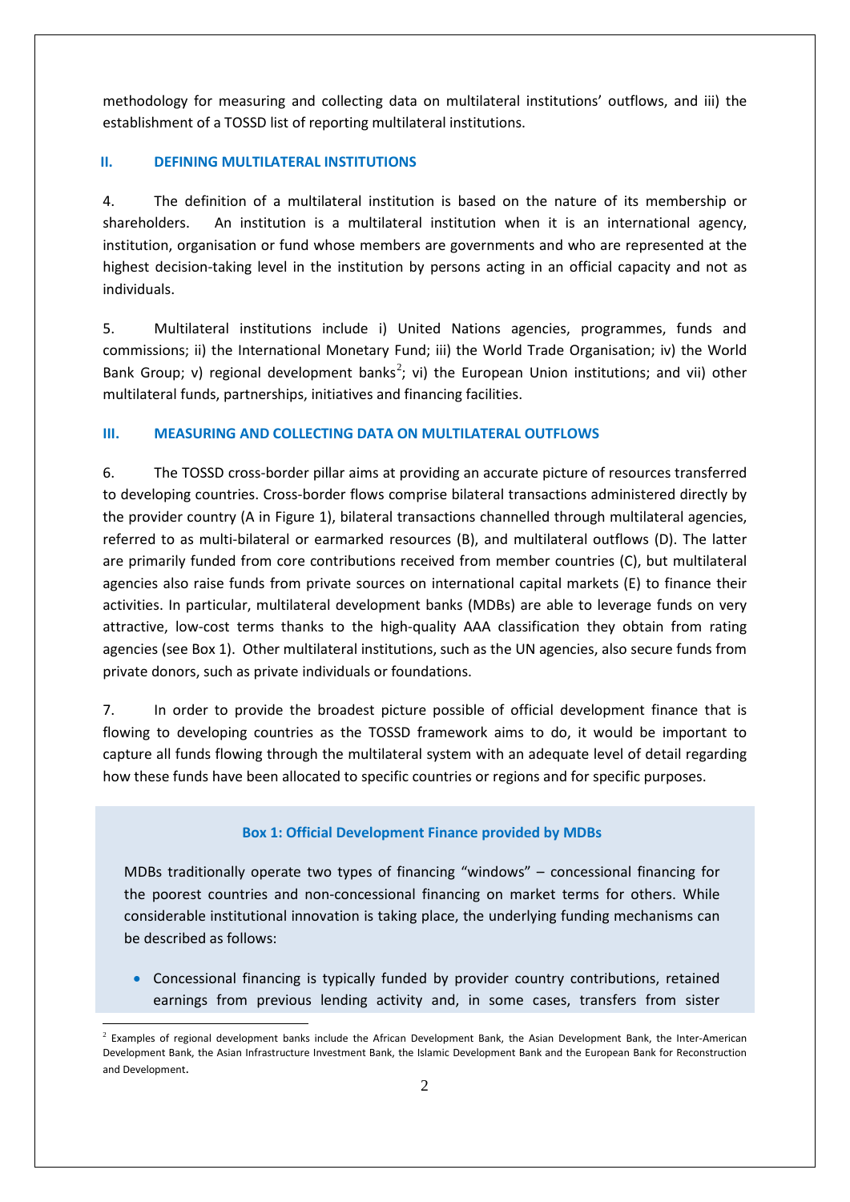methodology for measuring and collecting data on multilateral institutions' outflows, and iii) the establishment of a TOSSD list of reporting multilateral institutions.

## II. DEFINING MULTILATERAL INSTITUTIONS

4. The definition of a multilateral institution is based on the nature of its membership or shareholders. An institution is a multilateral institution when it is an international agency, institution, organisation or fund whose members are governments and who are represented at the highest decision-taking level in the institution by persons acting in an official capacity and not as individuals.

5. Multilateral institutions include i) United Nations agencies, programmes, funds and commissions; ii) the International Monetary Fund; iii) the World Trade Organisation; iv) the World Bank Group; v) regional development banks[2]; vi) the European Union institutions; and vii) other multilateral funds, partnerships, initiatives and financing facilities.

## III. MEASURING AND COLLECTING DATA ON MULTILATERAL OUTFLOWS

6. The TOSSD cross-border pillar aims at providing an accurate picture of resources transferred to developing countries. Cross-border flows comprise bilateral transactions administered directly by the provider country (A in Figure 1), bilateral transactions channelled through multilateral agencies, referred to as multi-bilateral or earmarked resources (B), and multilateral outflows (D). The latter are primarily funded from core contributions received from member countries (C), but multilateral agencies also raise funds from private sources on international capital markets (E) to finance their activities. In particular, multilateral development banks (MDBs) are able to leverage funds on very attractive, low-cost terms thanks to the high-quality AAA classification they obtain from rating agencies (see Box 1). Other multilateral institutions, such as the UN agencies, also secure funds from private donors, such as private individuals or foundations.

7. In order to provide the broadest picture possible of official development finance that is flowing to developing countries as the TOSSD framework aims to do, it would be important to capture all funds flowing through the multilateral system with an adequate level of detail regarding how these funds have been allocated to specific countries or regions and for specific purposes.

**Box 1: Official Development Finance provided by MDBs**

MDBs traditionally operate two types of financing "windows" – concessional financing for the poorest countries and non-concessional financing on market terms for others. While considerable institutional innovation is taking place, the underlying funding mechanisms can be described as follows:

- Concessional financing is typically funded by provider country contributions, retained earnings from previous lending activity and, in some cases, transfers from sister

[2] Examples of regional development banks include the African Development Bank, the Asian Development Bank, the Inter-American Development Bank, the Asian Infrastructure Investment Bank, the Islamic Development Bank and the European Bank for Reconstruction and Development.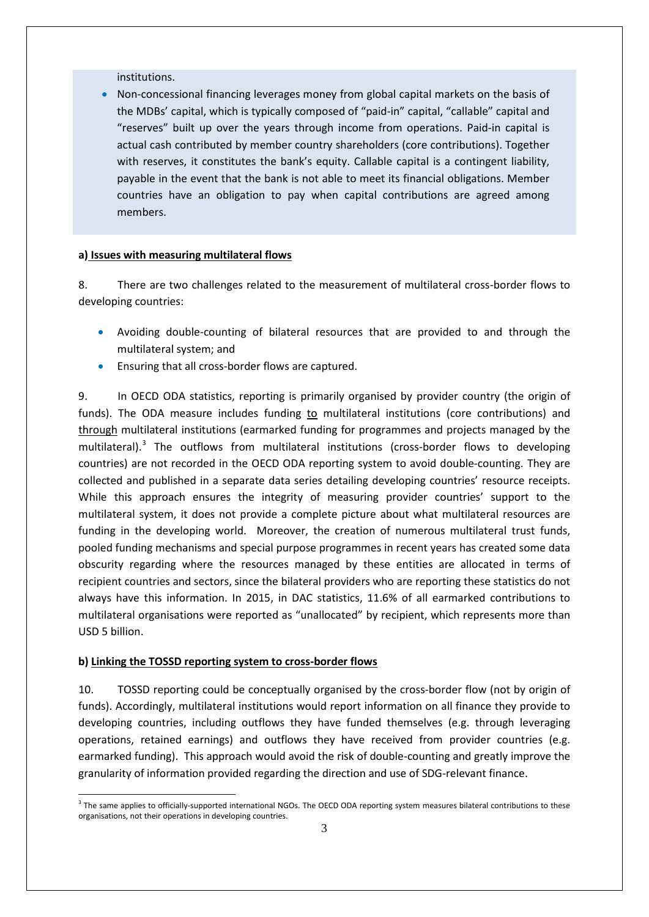institutions.

- Non-concessional financing leverages money from global capital markets on the basis of the MDBs' capital, which is typically composed of "paid-in" capital, "callable" capital and "reserves" built up over the years through income from operations. Paid-in capital is actual cash contributed by member country shareholders (core contributions). Together with reserves, it constitutes the bank's equity. Callable capital is a contingent liability, payable in the event that the bank is not able to meet its financial obligations. Member countries have an obligation to pay when capital contributions are agreed among members.

**a) Issues with measuring multilateral flows**

8. There are two challenges related to the measurement of multilateral cross-border flows to developing countries:

- Avoiding double-counting of bilateral resources that are provided to and through the multilateral system; and
- Ensuring that all cross-border flows are captured.

9. In OECD ODA statistics, reporting is primarily organised by provider country (the origin of funds). The ODA measure includes funding to multilateral institutions (core contributions) and through multilateral institutions (earmarked funding for programmes and projects managed by the multilateral).[3] The outflows from multilateral institutions (cross-border flows to developing countries) are not recorded in the OECD ODA reporting system to avoid double-counting. They are collected and published in a separate data series detailing developing countries' resource receipts. While this approach ensures the integrity of measuring provider countries' support to the multilateral system, it does not provide a complete picture about what multilateral resources are funding in the developing world. Moreover, the creation of numerous multilateral trust funds, pooled funding mechanisms and special purpose programmes in recent years has created some data obscurity regarding where the resources managed by these entities are allocated in terms of recipient countries and sectors, since the bilateral providers who are reporting these statistics do not always have this information. In 2015, in DAC statistics, 11.6% of all earmarked contributions to multilateral organisations were reported as "unallocated" by recipient, which represents more than USD 5 billion.

**b) Linking the TOSSD reporting system to cross-border flows**

10. TOSSD reporting could be conceptually organised by the cross-border flow (not by origin of funds). Accordingly, multilateral institutions would report information on all finance they provide to developing countries, including outflows they have funded themselves (e.g. through leveraging operations, retained earnings) and outflows they have received from provider countries (e.g. earmarked funding). This approach would avoid the risk of double-counting and greatly improve the granularity of information provided regarding the direction and use of SDG-relevant finance.

[3] The same applies to officially-supported international NGOs. The OECD ODA reporting system measures bilateral contributions to these organisations, not their operations in developing countries.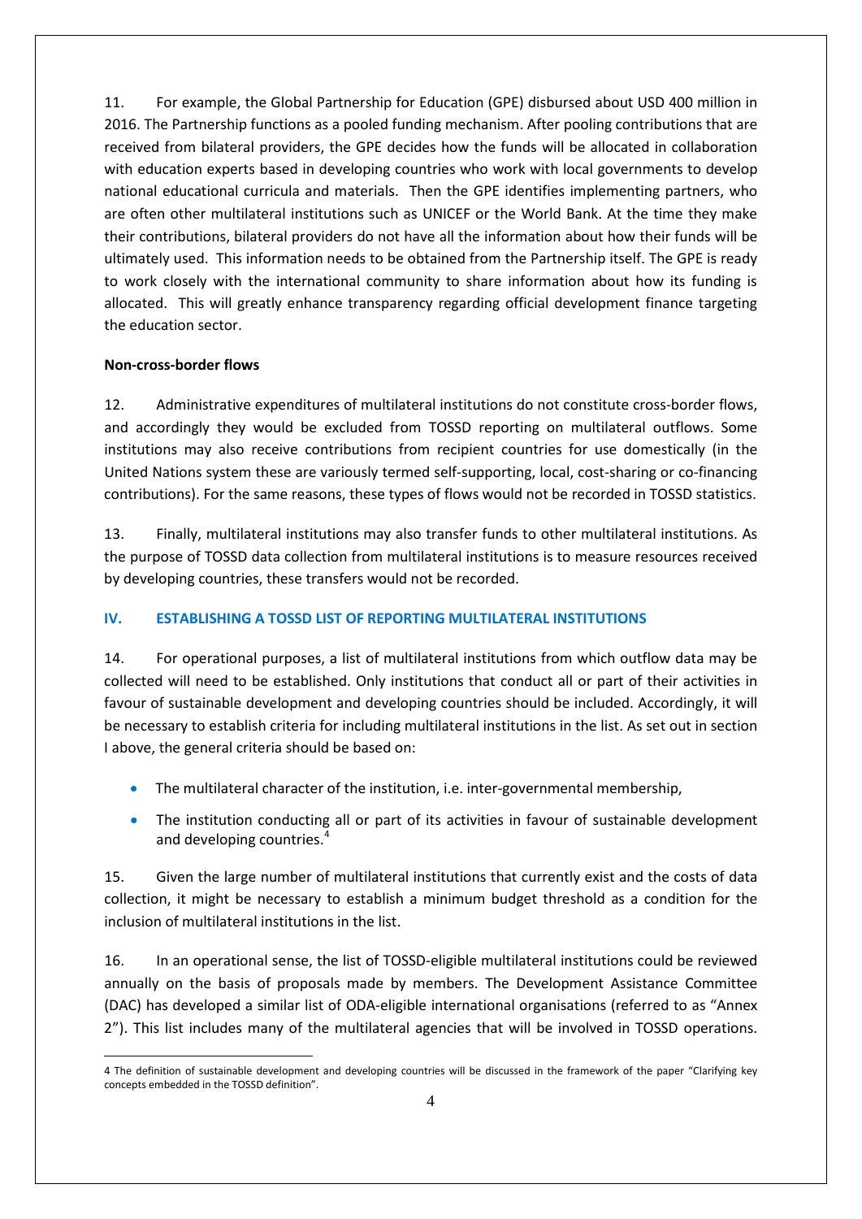11. For example, the Global Partnership for Education (GPE) disbursed about USD 400 million in 2016. The Partnership functions as a pooled funding mechanism. After pooling contributions that are received from bilateral providers, the GPE decides how the funds will be allocated in collaboration with education experts based in developing countries who work with local governments to develop national educational curricula and materials. Then the GPE identifies implementing partners, who are often other multilateral institutions such as UNICEF or the World Bank. At the time they make their contributions, bilateral providers do not have all the information about how their funds will be ultimately used. This information needs to be obtained from the Partnership itself. The GPE is ready to work closely with the international community to share information about how its funding is allocated. This will greatly enhance transparency regarding official development finance targeting the education sector.

**Non-cross-border flows**

12. Administrative expenditures of multilateral institutions do not constitute cross-border flows, and accordingly they would be excluded from TOSSD reporting on multilateral outflows. Some institutions may also receive contributions from recipient countries for use domestically (in the United Nations system these are variously termed self-supporting, local, cost-sharing or co-financing contributions). For the same reasons, these types of flows would not be recorded in TOSSD statistics.

13. Finally, multilateral institutions may also transfer funds to other multilateral institutions. As the purpose of TOSSD data collection from multilateral institutions is to measure resources received by developing countries, these transfers would not be recorded.

## IV. ESTABLISHING A TOSSD LIST OF REPORTING MULTILATERAL INSTITUTIONS

14. For operational purposes, a list of multilateral institutions from which outflow data may be collected will need to be established. Only institutions that conduct all or part of their activities in favour of sustainable development and developing countries should be included. Accordingly, it will be necessary to establish criteria for including multilateral institutions in the list. As set out in section I above, the general criteria should be based on:

- The multilateral character of the institution, i.e. inter-governmental membership,
- The institution conducting all or part of its activities in favour of sustainable development and developing countries.[4]

15. Given the large number of multilateral institutions that currently exist and the costs of data collection, it might be necessary to establish a minimum budget threshold as a condition for the inclusion of multilateral institutions in the list.

16. In an operational sense, the list of TOSSD-eligible multilateral institutions could be reviewed annually on the basis of proposals made by members. The Development Assistance Committee (DAC) has developed a similar list of ODA-eligible international organisations (referred to as "Annex 2"). This list includes many of the multilateral agencies that will be involved in TOSSD operations.

---

4 The definition of sustainable development and developing countries will be discussed in the framework of the paper "Clarifying key concepts embedded in the TOSSD definition".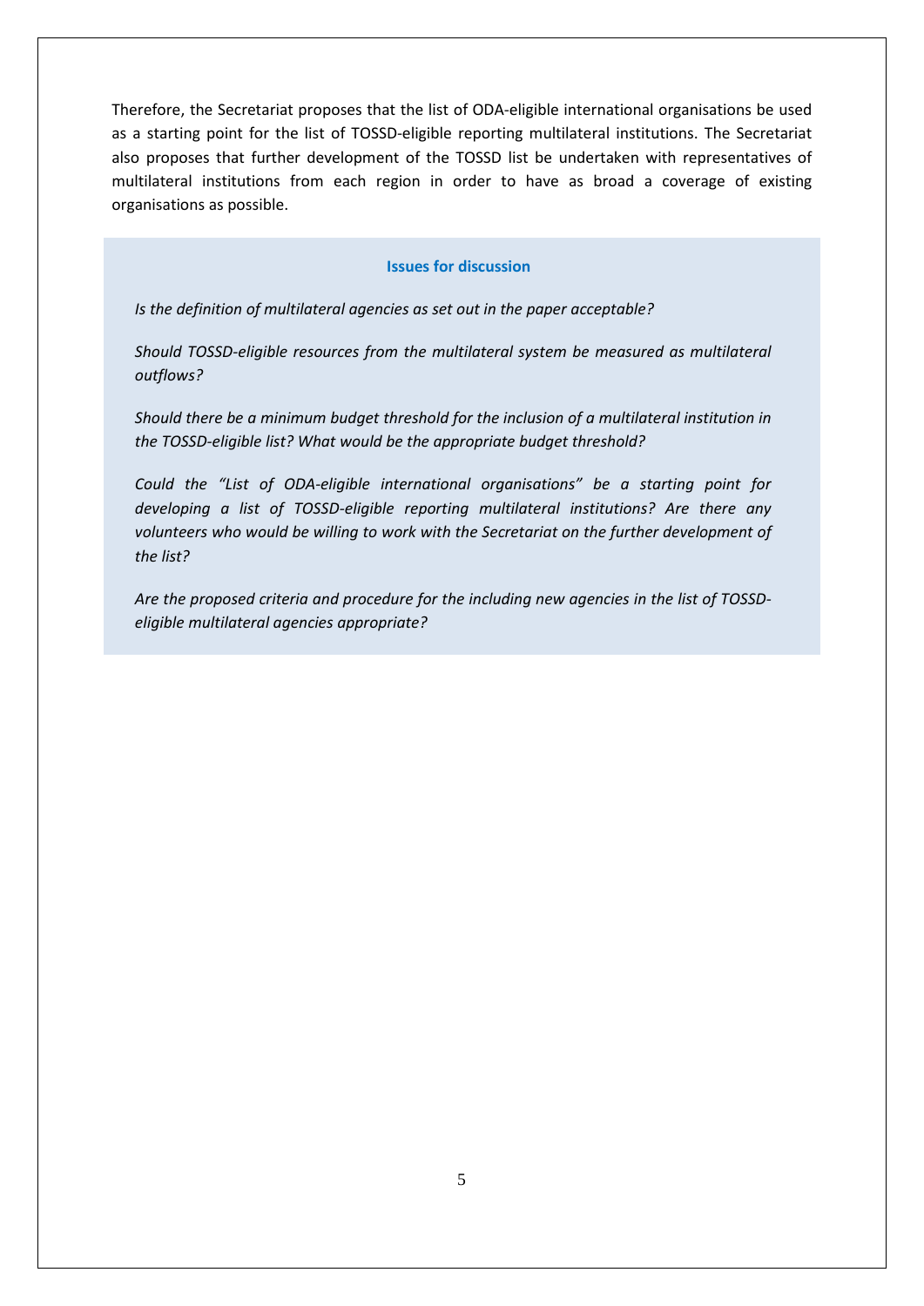Therefore, the Secretariat proposes that the list of ODA-eligible international organisations be used as a starting point for the list of TOSSD-eligible reporting multilateral institutions. The Secretariat also proposes that further development of the TOSSD list be undertaken with representatives of multilateral institutions from each region in order to have as broad a coverage of existing organisations as possible.

**Issues for discussion**

*Is the definition of multilateral agencies as set out in the paper acceptable?*

*Should TOSSD-eligible resources from the multilateral system be measured as multilateral outflows?*

*Should there be a minimum budget threshold for the inclusion of a multilateral institution in the TOSSD-eligible list? What would be the appropriate budget threshold?*

*Could the "List of ODA-eligible international organisations" be a starting point for developing a list of TOSSD-eligible reporting multilateral institutions? Are there any volunteers who would be willing to work with the Secretariat on the further development of the list?*

*Are the proposed criteria and procedure for the including new agencies in the list of TOSSD-eligible multilateral agencies appropriate?*